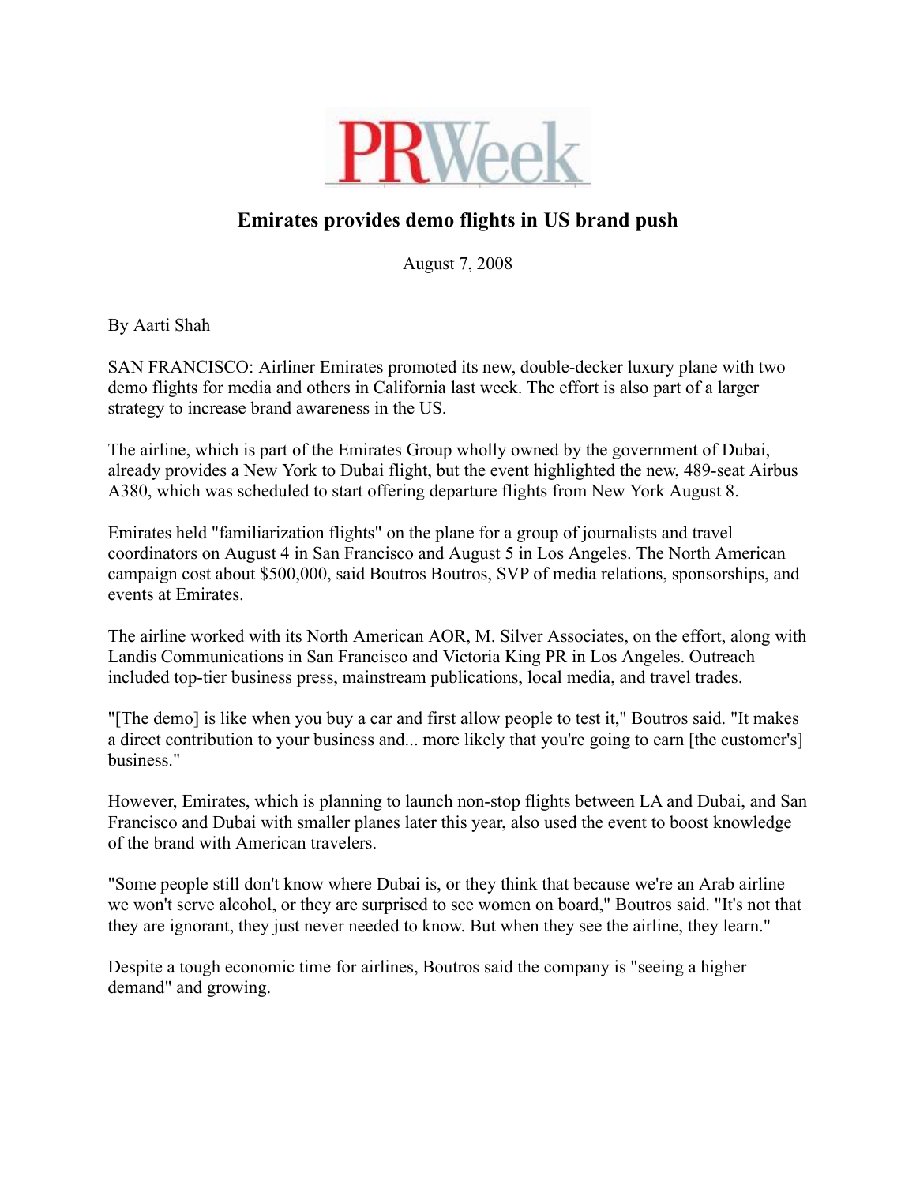PRWeek

# Emirates provides demo flights in US brand push

August 7, 2008

By Aarti Shah

SAN FRANCISCO: Airliner Emirates promoted its new, double-decker luxury plane with two demo flights for media and others in California last week. The effort is also part of a larger strategy to increase brand awareness in the US.

The airline, which is part of the Emirates Group wholly owned by the government of Dubai, already provides a New York to Dubai flight, but the event highlighted the new, 489-seat Airbus A380, which was scheduled to start offering departure flights from New York August 8.

Emirates held "familiarization flights" on the plane for a group of journalists and travel coordinators on August 4 in San Francisco and August 5 in Los Angeles. The North American campaign cost about $500,000, said Boutros Boutros, SVP of media relations, sponsorships, and events at Emirates.

The airline worked with its North American AOR, M. Silver Associates, on the effort, along with Landis Communications in San Francisco and Victoria King PR in Los Angeles. Outreach included top-tier business press, mainstream publications, local media, and travel trades.

"[The demo] is like when you buy a car and first allow people to test it," Boutros said. "It makes a direct contribution to your business and... more likely that you're going to earn [the customer's] business."

However, Emirates, which is planning to launch non-stop flights between LA and Dubai, and San Francisco and Dubai with smaller planes later this year, also used the event to boost knowledge of the brand with American travelers.

"Some people still don't know where Dubai is, or they think that because we're an Arab airline we won't serve alcohol, or they are surprised to see women on board," Boutros said. "It's not that they are ignorant, they just never needed to know. But when they see the airline, they learn."

Despite a tough economic time for airlines, Boutros said the company is "seeing a higher demand" and growing.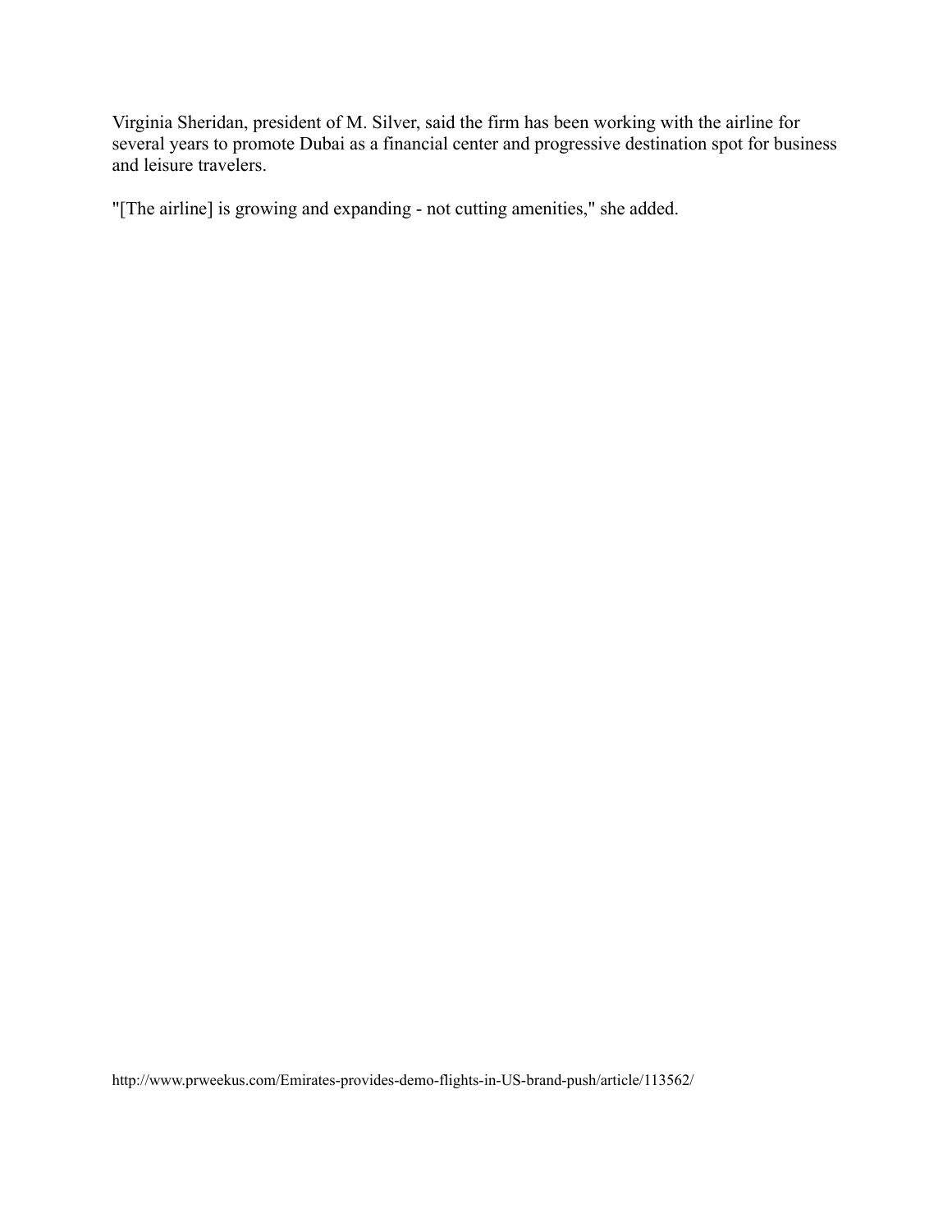Virginia Sheridan, president of M. Silver, said the firm has been working with the airline for several years to promote Dubai as a financial center and progressive destination spot for business and leisure travelers.

"[The airline] is growing and expanding - not cutting amenities," she added.

http://www.prweekus.com/Emirates-provides-demo-flights-in-US-brand-push/article/113562/